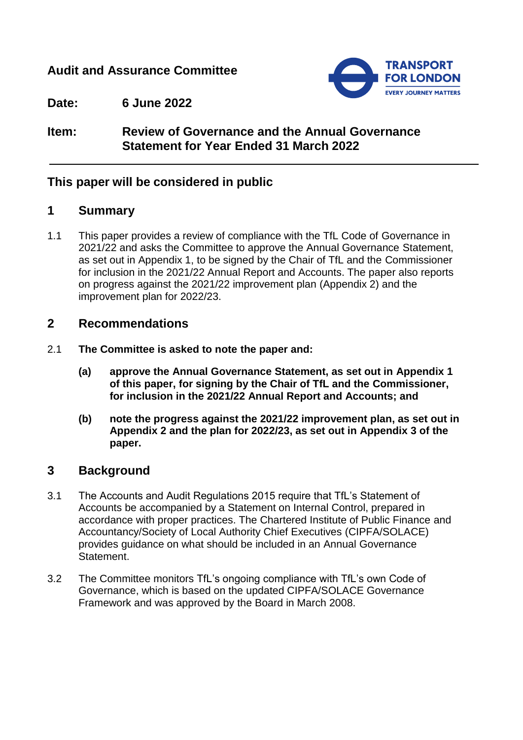**Audit and Assurance Committee**

**Date:** **6 June 2022**

**Item:** **Review of Governance and the Annual Governance Statement for Year Ended 31 March 2022**

---

## This paper will be considered in public

## 1 Summary

1.1 This paper provides a review of compliance with the TfL Code of Governance in 2021/22 and asks the Committee to approve the Annual Governance Statement, as set out in Appendix 1, to be signed by the Chair of TfL and the Commissioner for inclusion in the 2021/22 Annual Report and Accounts. The paper also reports on progress against the 2021/22 improvement plan (Appendix 2) and the improvement plan for 2022/23.

## 2 Recommendations

2.1 **The Committee is asked to note the paper and:**

**(a) approve the Annual Governance Statement, as set out in Appendix 1 of this paper, for signing by the Chair of TfL and the Commissioner, for inclusion in the 2021/22 Annual Report and Accounts; and**

**(b) note the progress against the 2021/22 improvement plan, as set out in Appendix 2 and the plan for 2022/23, as set out in Appendix 3 of the paper.**

## 3 Background

3.1 The Accounts and Audit Regulations 2015 require that TfL's Statement of Accounts be accompanied by a Statement on Internal Control, prepared in accordance with proper practices. The Chartered Institute of Public Finance and Accountancy/Society of Local Authority Chief Executives (CIPFA/SOLACE) provides guidance on what should be included in an Annual Governance Statement.

3.2 The Committee monitors TfL's ongoing compliance with TfL's own Code of Governance, which is based on the updated CIPFA/SOLACE Governance Framework and was approved by the Board in March 2008.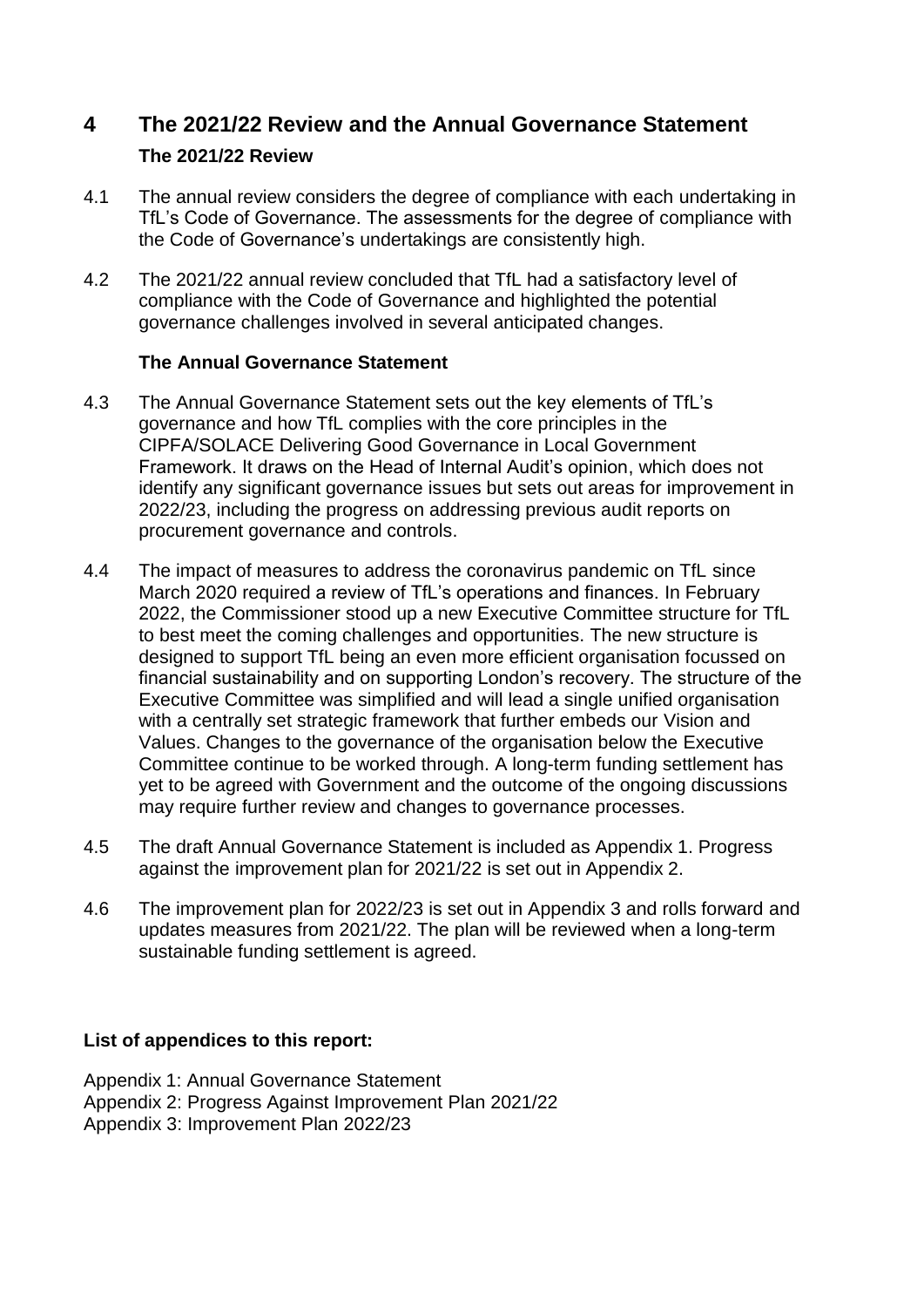# 4 The 2021/22 Review and the Annual Governance Statement

### The 2021/22 Review

4.1 The annual review considers the degree of compliance with each undertaking in TfL's Code of Governance. The assessments for the degree of compliance with the Code of Governance's undertakings are consistently high.

4.2 The 2021/22 annual review concluded that TfL had a satisfactory level of compliance with the Code of Governance and highlighted the potential governance challenges involved in several anticipated changes.

### The Annual Governance Statement

4.3 The Annual Governance Statement sets out the key elements of TfL's governance and how TfL complies with the core principles in the CIPFA/SOLACE Delivering Good Governance in Local Government Framework. It draws on the Head of Internal Audit's opinion, which does not identify any significant governance issues but sets out areas for improvement in 2022/23, including the progress on addressing previous audit reports on procurement governance and controls.

4.4 The impact of measures to address the coronavirus pandemic on TfL since March 2020 required a review of TfL's operations and finances. In February 2022, the Commissioner stood up a new Executive Committee structure for TfL to best meet the coming challenges and opportunities. The new structure is designed to support TfL being an even more efficient organisation focussed on financial sustainability and on supporting London's recovery. The structure of the Executive Committee was simplified and will lead a single unified organisation with a centrally set strategic framework that further embeds our Vision and Values. Changes to the governance of the organisation below the Executive Committee continue to be worked through. A long-term funding settlement has yet to be agreed with Government and the outcome of the ongoing discussions may require further review and changes to governance processes.

4.5 The draft Annual Governance Statement is included as Appendix 1. Progress against the improvement plan for 2021/22 is set out in Appendix 2.

4.6 The improvement plan for 2022/23 is set out in Appendix 3 and rolls forward and updates measures from 2021/22. The plan will be reviewed when a long-term sustainable funding settlement is agreed.

**List of appendices to this report:**

Appendix 1: Annual Governance Statement
Appendix 2: Progress Against Improvement Plan 2021/22
Appendix 3: Improvement Plan 2022/23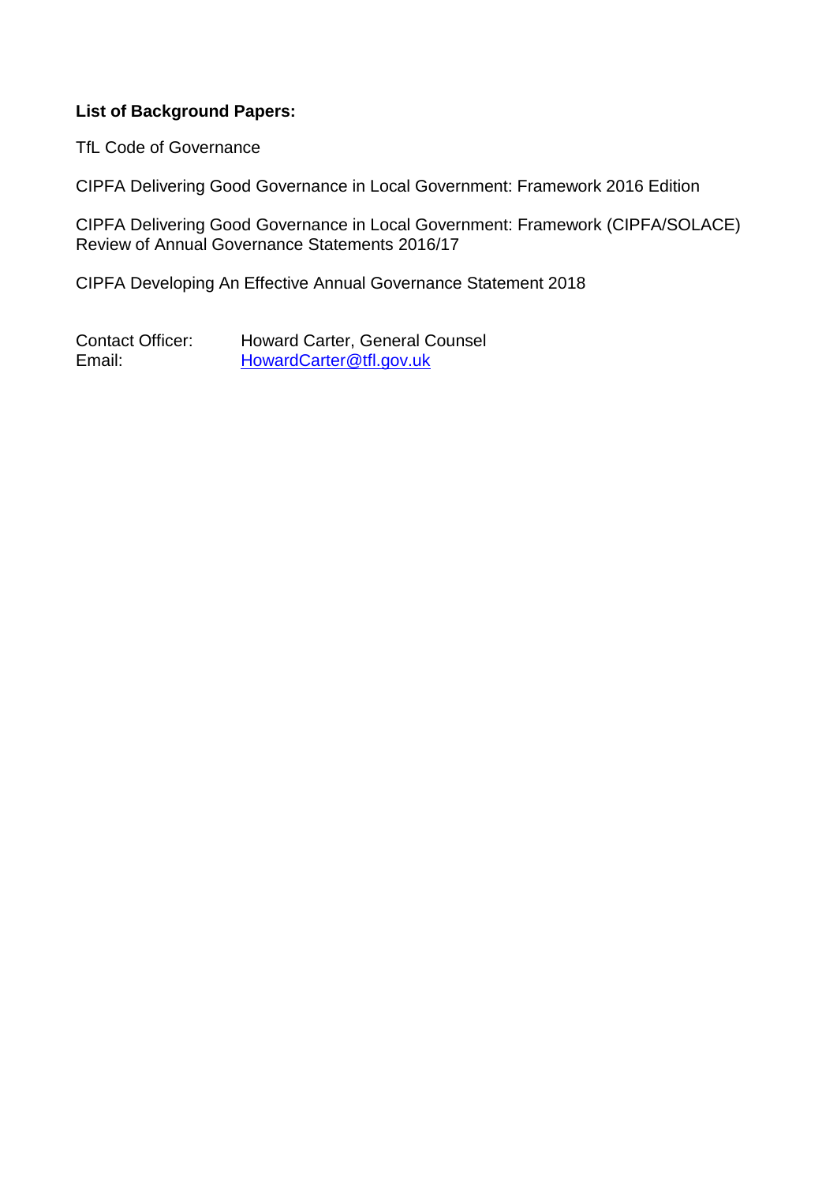**List of Background Papers:**

TfL Code of Governance

CIPFA Delivering Good Governance in Local Government: Framework 2016 Edition

CIPFA Delivering Good Governance in Local Government: Framework (CIPFA/SOLACE) Review of Annual Governance Statements 2016/17

CIPFA Developing An Effective Annual Governance Statement 2018

Contact Officer: Howard Carter, General Counsel
Email: HowardCarter@tfl.gov.uk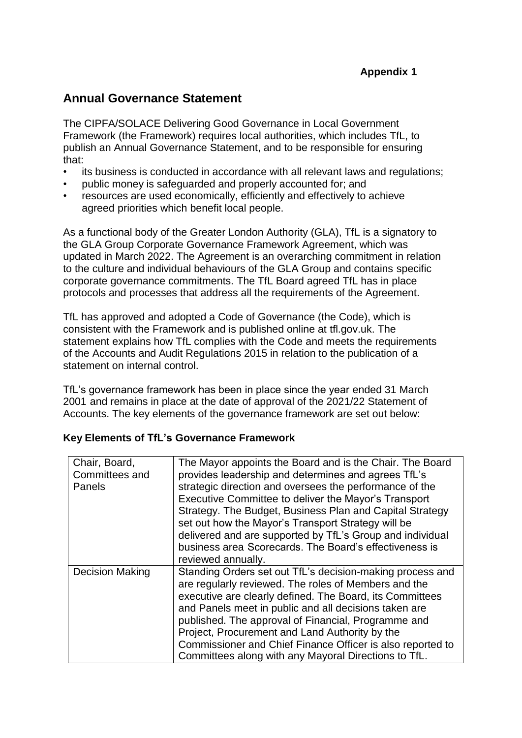**Appendix 1**

## Annual Governance Statement

The CIPFA/SOLACE Delivering Good Governance in Local Government Framework (the Framework) requires local authorities, which includes TfL, to publish an Annual Governance Statement, and to be responsible for ensuring that:

- its business is conducted in accordance with all relevant laws and regulations;
- public money is safeguarded and properly accounted for; and
- resources are used economically, efficiently and effectively to achieve agreed priorities which benefit local people.

As a functional body of the Greater London Authority (GLA), TfL is a signatory to the GLA Group Corporate Governance Framework Agreement, which was updated in March 2022. The Agreement is an overarching commitment in relation to the culture and individual behaviours of the GLA Group and contains specific corporate governance commitments. The TfL Board agreed TfL has in place protocols and processes that address all the requirements of the Agreement.

TfL has approved and adopted a Code of Governance (the Code), which is consistent with the Framework and is published online at tfl.gov.uk. The statement explains how TfL complies with the Code and meets the requirements of the Accounts and Audit Regulations 2015 in relation to the publication of a statement on internal control.

TfL's governance framework has been in place since the year ended 31 March 2001 and remains in place at the date of approval of the 2021/22 Statement of Accounts. The key elements of the governance framework are set out below:

**Key Elements of TfL's Governance Framework**

| | |
|---|---|
| Chair, Board, Committees and Panels | The Mayor appoints the Board and is the Chair. The Board provides leadership and determines and agrees TfL's strategic direction and oversees the performance of the Executive Committee to deliver the Mayor's Transport Strategy. The Budget, Business Plan and Capital Strategy set out how the Mayor's Transport Strategy will be delivered and are supported by TfL's Group and individual business area Scorecards. The Board's effectiveness is reviewed annually. |
| Decision Making | Standing Orders set out TfL's decision-making process and are regularly reviewed. The roles of Members and the executive are clearly defined. The Board, its Committees and Panels meet in public and all decisions taken are published. The approval of Financial, Programme and Project, Procurement and Land Authority by the Commissioner and Chief Finance Officer is also reported to Committees along with any Mayoral Directions to TfL. |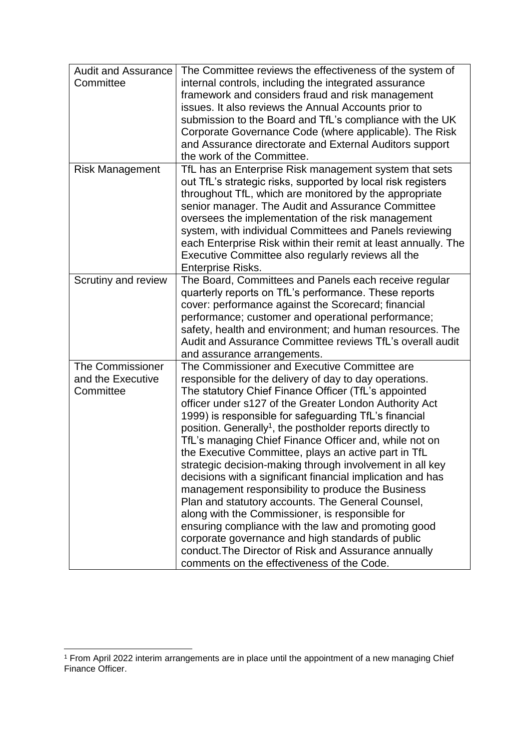| | |
|---|---|
| Audit and Assurance Committee | The Committee reviews the effectiveness of the system of internal controls, including the integrated assurance framework and considers fraud and risk management issues. It also reviews the Annual Accounts prior to submission to the Board and TfL's compliance with the UK Corporate Governance Code (where applicable). The Risk and Assurance directorate and External Auditors support the work of the Committee. |
| Risk Management | TfL has an Enterprise Risk management system that sets out TfL's strategic risks, supported by local risk registers throughout TfL, which are monitored by the appropriate senior manager. The Audit and Assurance Committee oversees the implementation of the risk management system, with individual Committees and Panels reviewing each Enterprise Risk within their remit at least annually. The Executive Committee also regularly reviews all the Enterprise Risks. |
| Scrutiny and review | The Board, Committees and Panels each receive regular quarterly reports on TfL's performance. These reports cover: performance against the Scorecard; financial performance; customer and operational performance; safety, health and environment; and human resources. The Audit and Assurance Committee reviews TfL's overall audit and assurance arrangements. |
| The Commissioner and the Executive Committee | The Commissioner and Executive Committee are responsible for the delivery of day to day operations. The statutory Chief Finance Officer (TfL's appointed officer under s127 of the Greater London Authority Act 1999) is responsible for safeguarding TfL's financial position. Generally[1], the postholder reports directly to TfL's managing Chief Finance Officer and, while not on the Executive Committee, plays an active part in TfL strategic decision-making through involvement in all key decisions with a significant financial implication and has management responsibility to produce the Business Plan and statutory accounts. The General Counsel, along with the Commissioner, is responsible for ensuring compliance with the law and promoting good corporate governance and high standards of public conduct.The Director of Risk and Assurance annually comments on the effectiveness of the Code. |

[1] From April 2022 interim arrangements are in place until the appointment of a new managing Chief Finance Officer.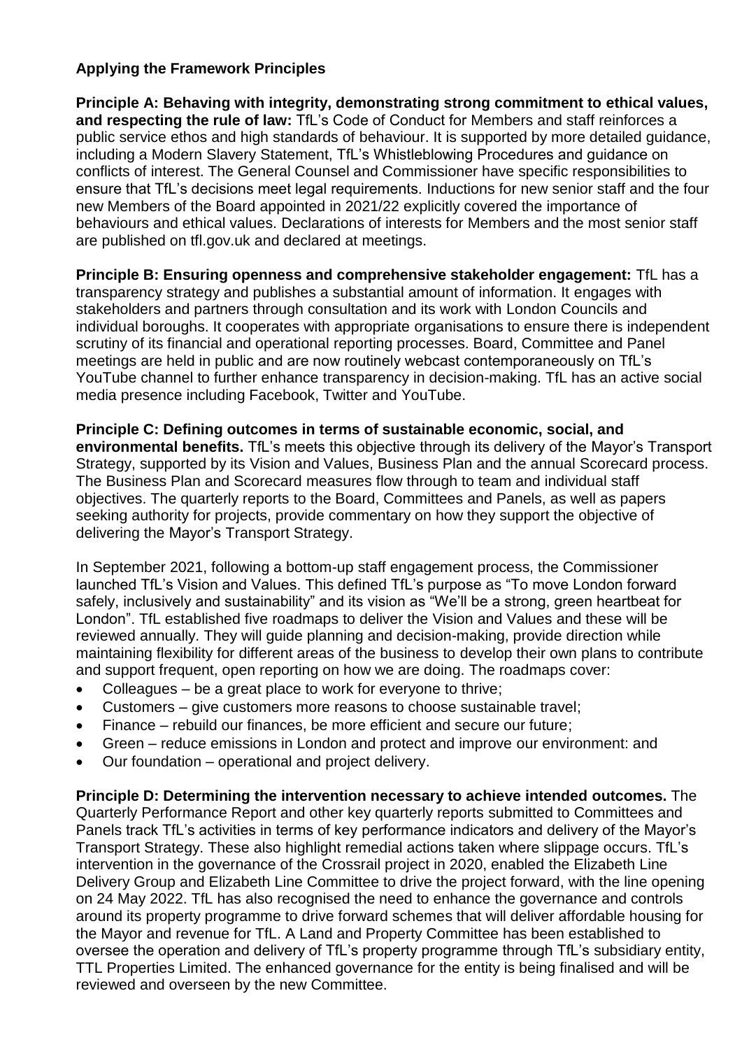**Applying the Framework Principles**

**Principle A: Behaving with integrity, demonstrating strong commitment to ethical values, and respecting the rule of law:** TfL's Code of Conduct for Members and staff reinforces a public service ethos and high standards of behaviour. It is supported by more detailed guidance, including a Modern Slavery Statement, TfL's Whistleblowing Procedures and guidance on conflicts of interest. The General Counsel and Commissioner have specific responsibilities to ensure that TfL's decisions meet legal requirements. Inductions for new senior staff and the four new Members of the Board appointed in 2021/22 explicitly covered the importance of behaviours and ethical values. Declarations of interests for Members and the most senior staff are published on tfl.gov.uk and declared at meetings.

**Principle B: Ensuring openness and comprehensive stakeholder engagement:** TfL has a transparency strategy and publishes a substantial amount of information. It engages with stakeholders and partners through consultation and its work with London Councils and individual boroughs. It cooperates with appropriate organisations to ensure there is independent scrutiny of its financial and operational reporting processes. Board, Committee and Panel meetings are held in public and are now routinely webcast contemporaneously on TfL's YouTube channel to further enhance transparency in decision-making. TfL has an active social media presence including Facebook, Twitter and YouTube.

**Principle C: Defining outcomes in terms of sustainable economic, social, and environmental benefits.** TfL's meets this objective through its delivery of the Mayor's Transport Strategy, supported by its Vision and Values, Business Plan and the annual Scorecard process. The Business Plan and Scorecard measures flow through to team and individual staff objectives. The quarterly reports to the Board, Committees and Panels, as well as papers seeking authority for projects, provide commentary on how they support the objective of delivering the Mayor's Transport Strategy.

In September 2021, following a bottom-up staff engagement process, the Commissioner launched TfL's Vision and Values. This defined TfL's purpose as "To move London forward safely, inclusively and sustainability" and its vision as "We'll be a strong, green heartbeat for London". TfL established five roadmaps to deliver the Vision and Values and these will be reviewed annually. They will guide planning and decision-making, provide direction while maintaining flexibility for different areas of the business to develop their own plans to contribute and support frequent, open reporting on how we are doing. The roadmaps cover:

- Colleagues – be a great place to work for everyone to thrive;
- Customers – give customers more reasons to choose sustainable travel;
- Finance – rebuild our finances, be more efficient and secure our future;
- Green – reduce emissions in London and protect and improve our environment: and
- Our foundation – operational and project delivery.

**Principle D: Determining the intervention necessary to achieve intended outcomes.** The Quarterly Performance Report and other key quarterly reports submitted to Committees and Panels track TfL's activities in terms of key performance indicators and delivery of the Mayor's Transport Strategy. These also highlight remedial actions taken where slippage occurs. TfL's intervention in the governance of the Crossrail project in 2020, enabled the Elizabeth Line Delivery Group and Elizabeth Line Committee to drive the project forward, with the line opening on 24 May 2022. TfL has also recognised the need to enhance the governance and controls around its property programme to drive forward schemes that will deliver affordable housing for the Mayor and revenue for TfL. A Land and Property Committee has been established to oversee the operation and delivery of TfL's property programme through TfL's subsidiary entity, TTL Properties Limited. The enhanced governance for the entity is being finalised and will be reviewed and overseen by the new Committee.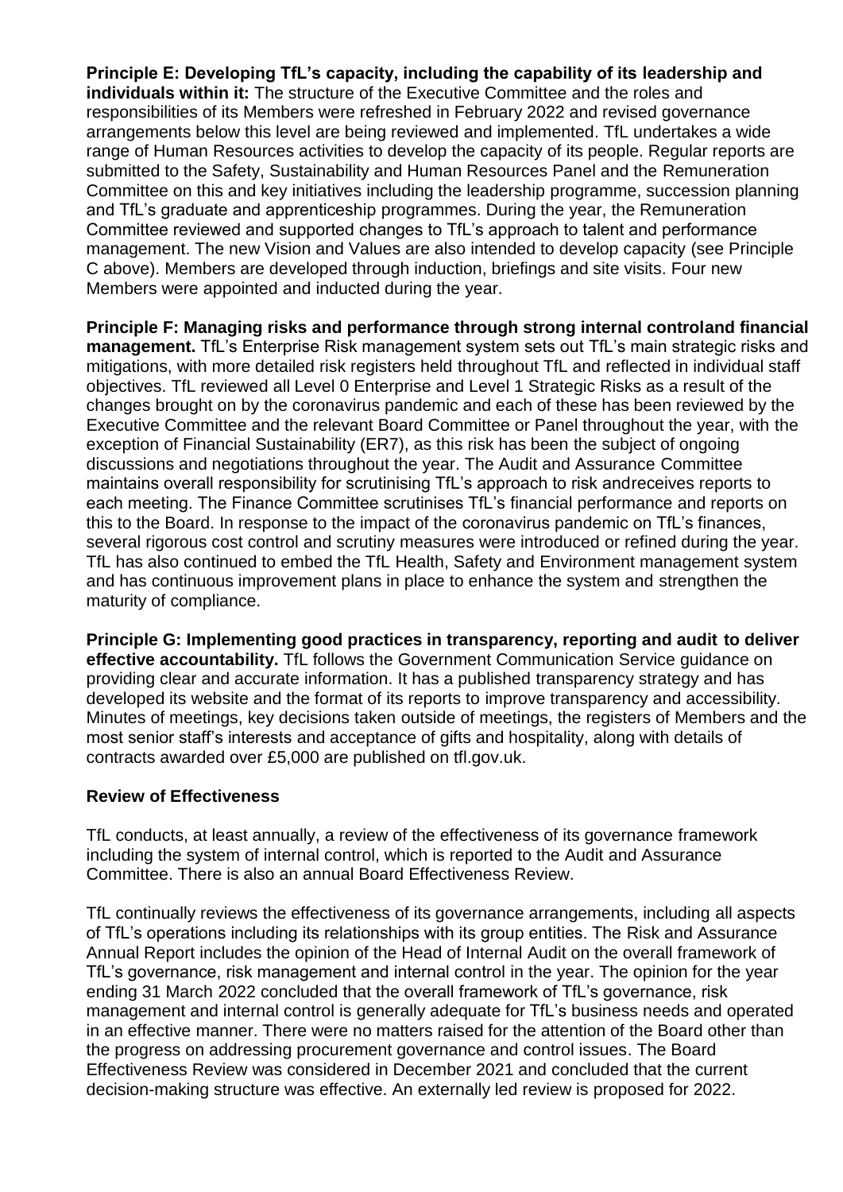**Principle E: Developing TfL's capacity, including the capability of its leadership and individuals within it:** The structure of the Executive Committee and the roles and responsibilities of its Members were refreshed in February 2022 and revised governance arrangements below this level are being reviewed and implemented. TfL undertakes a wide range of Human Resources activities to develop the capacity of its people. Regular reports are submitted to the Safety, Sustainability and Human Resources Panel and the Remuneration Committee on this and key initiatives including the leadership programme, succession planning and TfL's graduate and apprenticeship programmes. During the year, the Remuneration Committee reviewed and supported changes to TfL's approach to talent and performance management. The new Vision and Values are also intended to develop capacity (see Principle C above). Members are developed through induction, briefings and site visits. Four new Members were appointed and inducted during the year.

**Principle F: Managing risks and performance through strong internal controland financial management.** TfL's Enterprise Risk management system sets out TfL's main strategic risks and mitigations, with more detailed risk registers held throughout TfL and reflected in individual staff objectives. TfL reviewed all Level 0 Enterprise and Level 1 Strategic Risks as a result of the changes brought on by the coronavirus pandemic and each of these has been reviewed by the Executive Committee and the relevant Board Committee or Panel throughout the year, with the exception of Financial Sustainability (ER7), as this risk has been the subject of ongoing discussions and negotiations throughout the year. The Audit and Assurance Committee maintains overall responsibility for scrutinising TfL's approach to risk andreceives reports to each meeting. The Finance Committee scrutinises TfL's financial performance and reports on this to the Board. In response to the impact of the coronavirus pandemic on TfL's finances, several rigorous cost control and scrutiny measures were introduced or refined during the year. TfL has also continued to embed the TfL Health, Safety and Environment management system and has continuous improvement plans in place to enhance the system and strengthen the maturity of compliance.

**Principle G: Implementing good practices in transparency, reporting and audit to deliver effective accountability.** TfL follows the Government Communication Service guidance on providing clear and accurate information. It has a published transparency strategy and has developed its website and the format of its reports to improve transparency and accessibility. Minutes of meetings, key decisions taken outside of meetings, the registers of Members and the most senior staff's interests and acceptance of gifts and hospitality, along with details of contracts awarded over £5,000 are published on tfl.gov.uk.

## Review of Effectiveness

TfL conducts, at least annually, a review of the effectiveness of its governance framework including the system of internal control, which is reported to the Audit and Assurance Committee. There is also an annual Board Effectiveness Review.

TfL continually reviews the effectiveness of its governance arrangements, including all aspects of TfL's operations including its relationships with its group entities. The Risk and Assurance Annual Report includes the opinion of the Head of Internal Audit on the overall framework of TfL's governance, risk management and internal control in the year. The opinion for the year ending 31 March 2022 concluded that the overall framework of TfL's governance, risk management and internal control is generally adequate for TfL's business needs and operated in an effective manner. There were no matters raised for the attention of the Board other than the progress on addressing procurement governance and control issues. The Board Effectiveness Review was considered in December 2021 and concluded that the current decision-making structure was effective. An externally led review is proposed for 2022.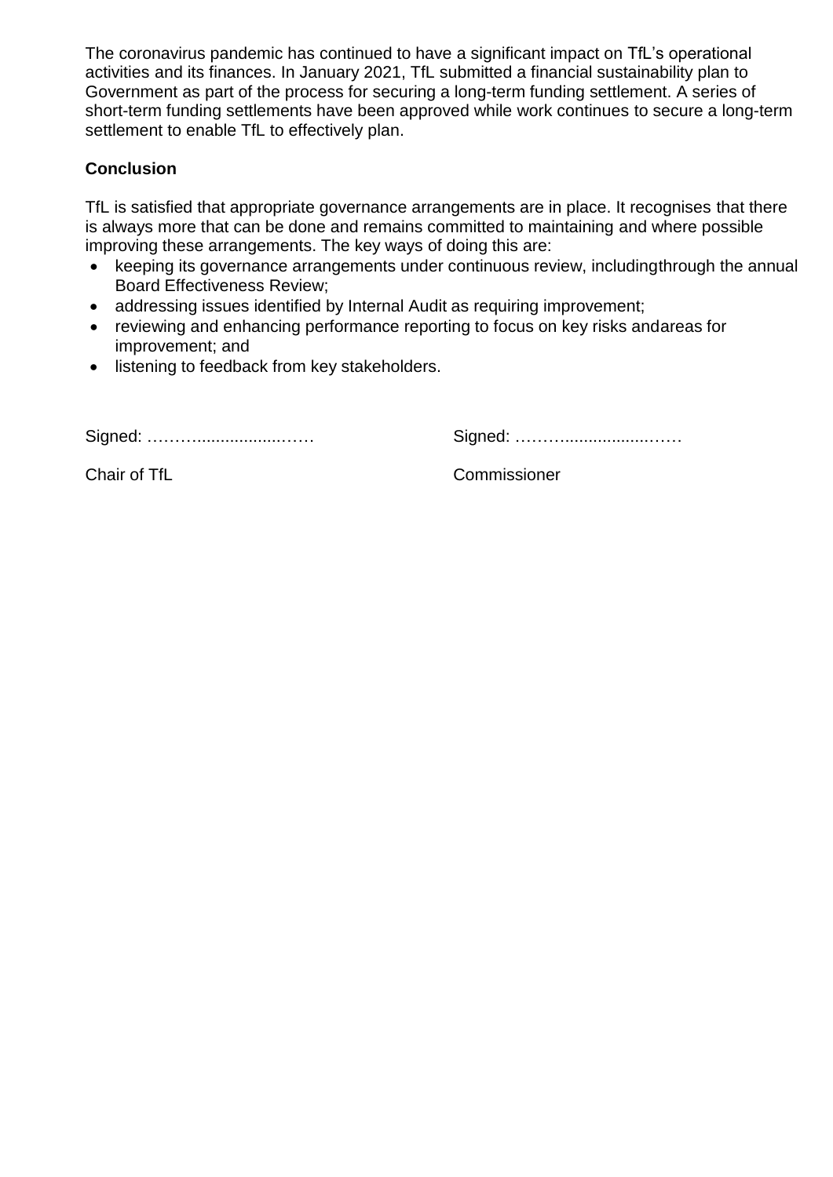The coronavirus pandemic has continued to have a significant impact on TfL's operational activities and its finances. In January 2021, TfL submitted a financial sustainability plan to Government as part of the process for securing a long-term funding settlement. A series of short-term funding settlements have been approved while work continues to secure a long-term settlement to enable TfL to effectively plan.

**Conclusion**

TfL is satisfied that appropriate governance arrangements are in place. It recognises that there is always more that can be done and remains committed to maintaining and where possible improving these arrangements. The key ways of doing this are:

- keeping its governance arrangements under continuous review, includingthrough the annual Board Effectiveness Review;
- addressing issues identified by Internal Audit as requiring improvement;
- reviewing and enhancing performance reporting to focus on key risks andareas for improvement; and
- listening to feedback from key stakeholders.

Signed: ……….................……

Chair of TfL

Signed: ……….................……

Commissioner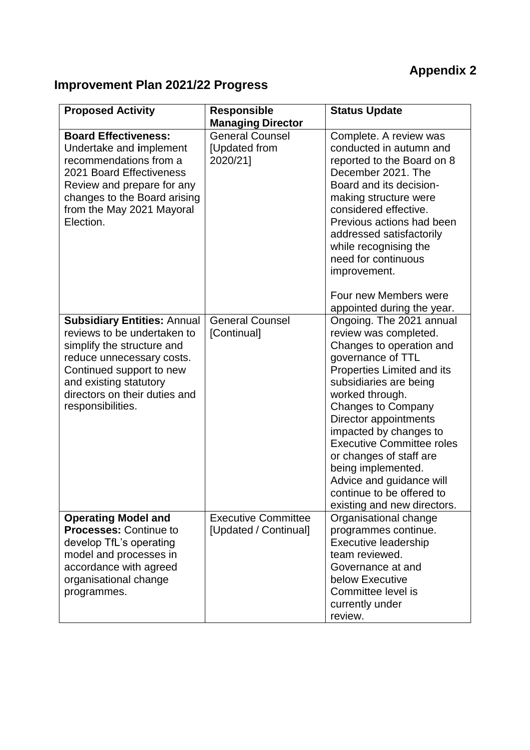**Appendix 2**

# Improvement Plan 2021/22 Progress

| Proposed Activity | Responsible Managing Director | Status Update |
| --- | --- | --- |
| **Board Effectiveness:** Undertake and **i**mplement recommendations from a 2021 Board Effectiveness Review and prepare for any changes to the Board arising from the May 2021 Mayoral Election. | General Counsel [Updated from 2020/21] | Complete. A review was conducted in autumn and reported to the Board on 8 December 2021. The Board and its decision-making structure were considered effective. Previous actions had been addressed satisfactorily while recognising the need for continuous improvement.<br><br>Four new Members were appointed during the year. |
| **Subsidiary Entities:** Annual reviews to be undertaken to simplify the structure and reduce unnecessary costs. Continued support to new and existing statutory directors on their duties and responsibilities. | General Counsel [Continual] | Ongoing. The 2021 annual review was completed. Changes to operation and governance of TTL Properties Limited and its subsidiaries are being worked through. Changes to Company Director appointments impacted by changes to Executive Committee roles or changes of staff are being implemented. Advice and guidance will continue to be offered to existing and new directors. |
| **Operating Model and Processes:** Continue to develop TfL's operating model and processes in accordance with agreed organisational change programmes. | Executive Committee [Updated / Continual] | Organisational change programmes continue. Executive leadership team reviewed. Governance at and below Executive Committee level is currently under review. |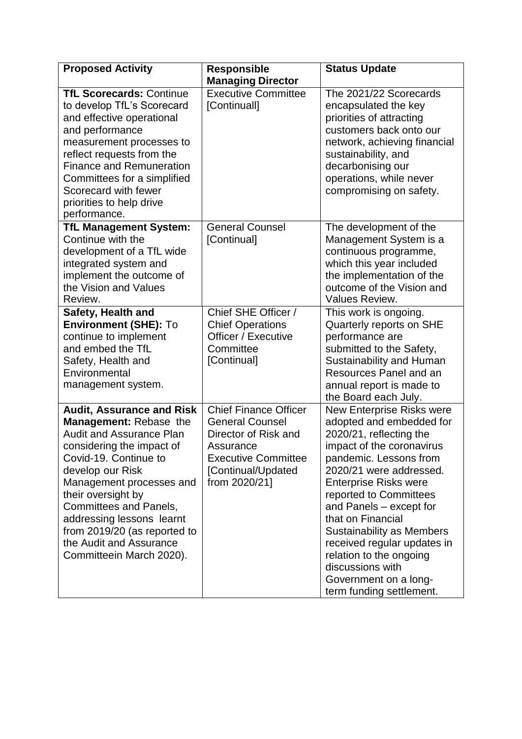| Proposed Activity | Responsible Managing Director | Status Update |
| --- | --- | --- |
| **TfL Scorecards:** Continue to develop TfL's Scorecard and effective operational and performance measurement processes to reflect requests from the Finance and Remuneration Committees for a simplified Scorecard with fewer priorities to help drive performance. | Executive Committee [Continuall] | The 2021/22 Scorecards encapsulated the key priorities of attracting customers back onto our network, achieving financial sustainability, and decarbonising our operations, while never compromising on safety. |
| **TfL Management System:** Continue with the development of a TfL wide integrated system and implement the outcome of the Vision and Values Review. | General Counsel [Continual] | The development of the Management System is a continuous programme, which this year included the implementation of the outcome of the Vision and Values Review. |
| **Safety, Health and Environment (SHE):** To continue to implement and embed the TfL Safety, Health and Environmental management system. | Chief SHE Officer / Chief Operations Officer / Executive Committee [Continual] | This work is ongoing. Quarterly reports on SHE performance are submitted to the Safety, Sustainability and Human Resources Panel and an annual report is made to the Board each July. |
| **Audit, Assurance and Risk Management:** Rebase the Audit and Assurance Plan considering the impact of Covid-19. Continue to develop our Risk Management processes and their oversight by Committees and Panels, addressing lessons learnt from 2019/20 (as reported to the Audit and Assurance Committeein March 2020). | Chief Finance Officer General Counsel Director of Risk and Assurance Executive Committee [Continual/Updated from 2020/21] | New Enterprise Risks were adopted and embedded for 2020/21, reflecting the impact of the coronavirus pandemic. Lessons from 2020/21 were addressed. Enterprise Risks were reported to Committees and Panels – except for that on Financial Sustainability as Members received regular updates in relation to the ongoing discussions with Government on a long-term funding settlement. |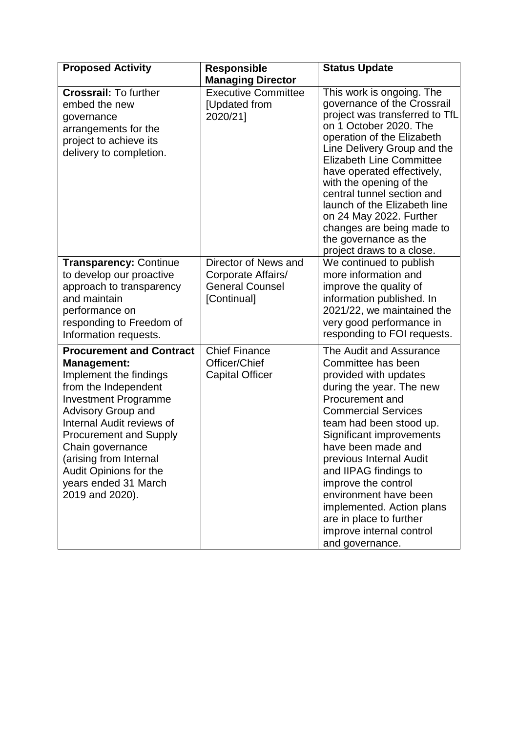| Proposed Activity | Responsible Managing Director | Status Update |
|---|---|---|
| **Crossrail:** To further embed the new governance arrangements for the project to achieve its delivery to completion. | Executive Committee [Updated from 2020/21] | This work is ongoing. The governance of the Crossrail project was transferred to TfL on 1 October 2020. The operation of the Elizabeth Line Delivery Group and the Elizabeth Line Committee have operated effectively, with the opening of the central tunnel section and launch of the Elizabeth line on 24 May 2022. Further changes are being made to the governance as the project draws to a close. |
| **Transparency:** Continue to develop our proactive approach to transparency and maintain performance on responding to Freedom of Information requests. | Director of News and Corporate Affairs/ General Counsel [Continual] | We continued to publish more information and improve the quality of information published. In 2021/22, we maintained the very good performance in responding to FOI requests. |
| **Procurement and Contract Management:** Implement the findings from the Independent Investment Programme Advisory Group and Internal Audit reviews of Procurement and Supply Chain governance (arising from Internal Audit Opinions for the years ended 31 March 2019 and 2020). | Chief Finance Officer/Chief Capital Officer | The Audit and Assurance Committee has been provided with updates during the year. The new Procurement and Commercial Services team had been stood up. Significant improvements have been made and previous Internal Audit and IIPAG findings to improve the control environment have been implemented. Action plans are in place to further improve internal control and governance. |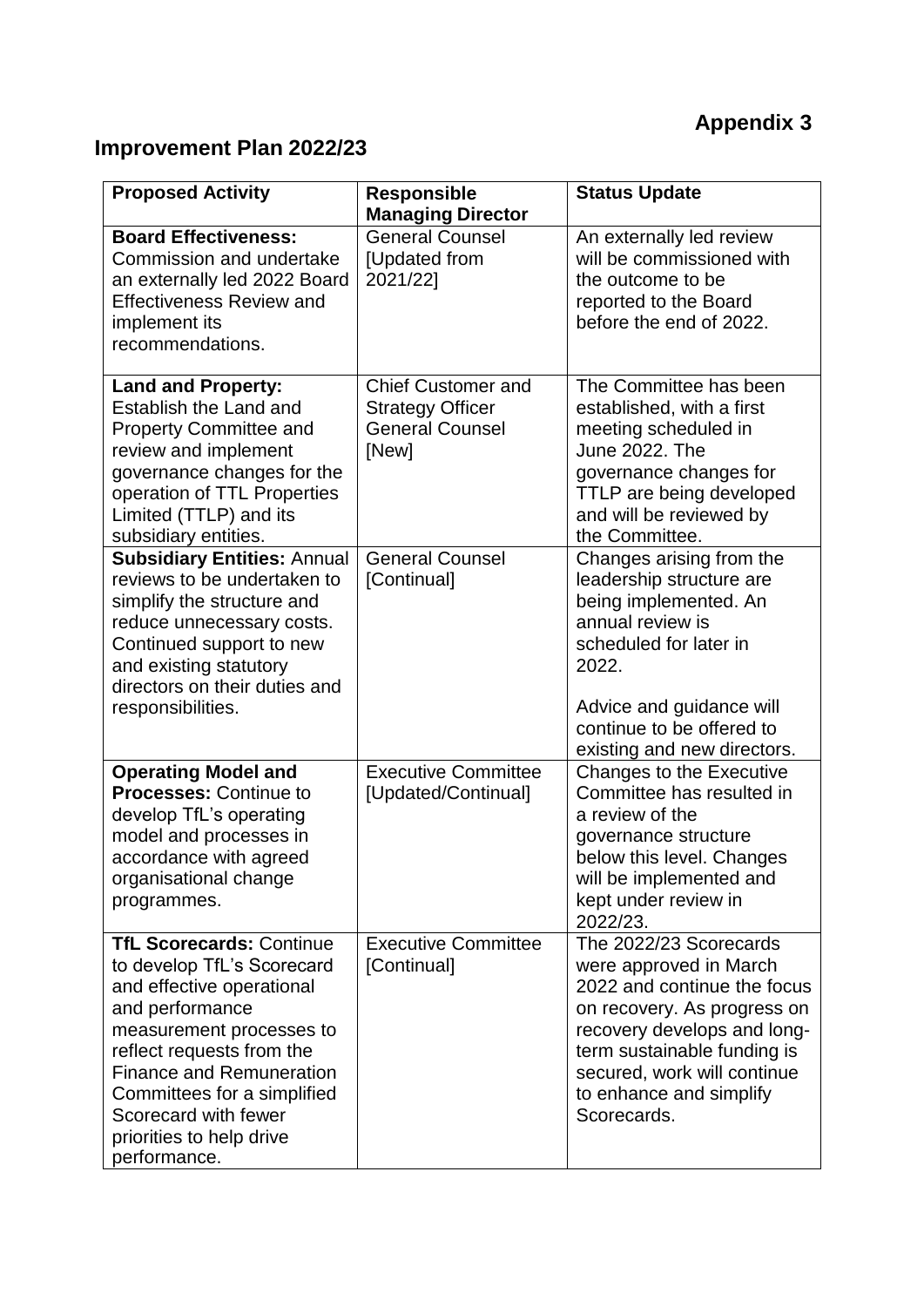**Appendix 3**

## Improvement Plan 2022/23

| Proposed Activity | Responsible Managing Director | Status Update |
| --- | --- | --- |
| **Board Effectiveness:** Commission and undertake an externally led 2022 Board Effectiveness Review and implement its recommendations. | General Counsel [Updated from 2021/22] | An externally led review will be commissioned with the outcome to be reported to the Board before the end of 2022. |
| **Land and Property:** Establish the Land and Property Committee and review and implement governance changes for the operation of TTL Properties Limited (TTLP) and its subsidiary entities. | Chief Customer and Strategy Officer General Counsel [New] | The Committee has been established, with a first meeting scheduled in June 2022. The governance changes for TTLP are being developed and will be reviewed by the Committee. |
| **Subsidiary Entities:** Annual reviews to be undertaken to simplify the structure and reduce unnecessary costs. Continued support to new and existing statutory directors on their duties and responsibilities. | General Counsel [Continual] | Changes arising from the leadership structure are being implemented. An annual review is scheduled for later in 2022.<br><br>Advice and guidance will continue to be offered to existing and new directors. |
| **Operating Model and Processes:** Continue to develop TfL's operating model and processes in accordance with agreed organisational change programmes. | Executive Committee [Updated/Continual] | Changes to the Executive Committee has resulted in a review of the governance structure below this level. Changes will be implemented and kept under review in 2022/23. |
| **TfL Scorecards:** Continue to develop TfL's Scorecard and effective operational and performance measurement processes to reflect requests from the Finance and Remuneration Committees for a simplified Scorecard with fewer priorities to help drive performance. | Executive Committee [Continual] | The 2022/23 Scorecards were approved in March 2022 and continue the focus on recovery. As progress on recovery develops and long-term sustainable funding is secured, work will continue to enhance and simplify Scorecards. |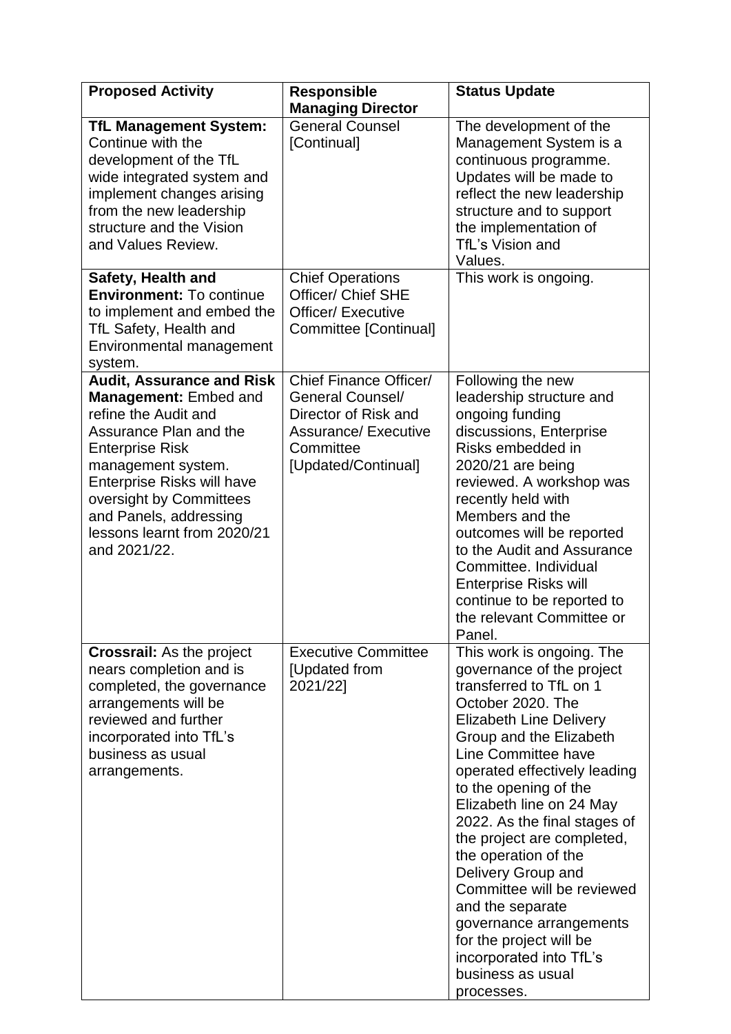| Proposed Activity | Responsible Managing Director | Status Update |
| --- | --- | --- |
| **TfL Management System:** Continue with the development of the TfL wide integrated system and implement changes arising from the new leadership structure and the Vision and Values Review. | General Counsel [Continual] | The development of the Management System is a continuous programme. Updates will be made to reflect the new leadership structure and to support the implementation of TfL's Vision and Values. |
| **Safety, Health and Environment:** To continue to implement and embed the TfL Safety, Health and Environmental management system. | Chief Operations Officer/ Chief SHE Officer/ Executive Committee [Continual] | This work is ongoing. |
| **Audit, Assurance and Risk Management:** Embed and refine the Audit and Assurance Plan and the Enterprise Risk management system. Enterprise Risks will have oversight by Committees and Panels, addressing lessons learnt from 2020/21 and 2021/22. | Chief Finance Officer/ General Counsel/ Director of Risk and Assurance/ Executive Committee [Updated/Continual] | Following the new leadership structure and ongoing funding discussions, Enterprise Risks embedded in 2020/21 are being reviewed. A workshop was recently held with Members and the outcomes will be reported to the Audit and Assurance Committee. Individual Enterprise Risks will continue to be reported to the relevant Committee or Panel. |
| **Crossrail:** As the project nears completion and is completed, the governance arrangements will be reviewed and further incorporated into TfL's business as usual arrangements. | Executive Committee [Updated from 2021/22] | This work is ongoing. The governance of the project transferred to TfL on 1 October 2020. The Elizabeth Line Delivery Group and the Elizabeth Line Committee have operated effectively leading to the opening of the Elizabeth line on 24 May 2022. As the final stages of the project are completed, the operation of the Delivery Group and Committee will be reviewed and the separate governance arrangements for the project will be incorporated into TfL's business as usual processes. |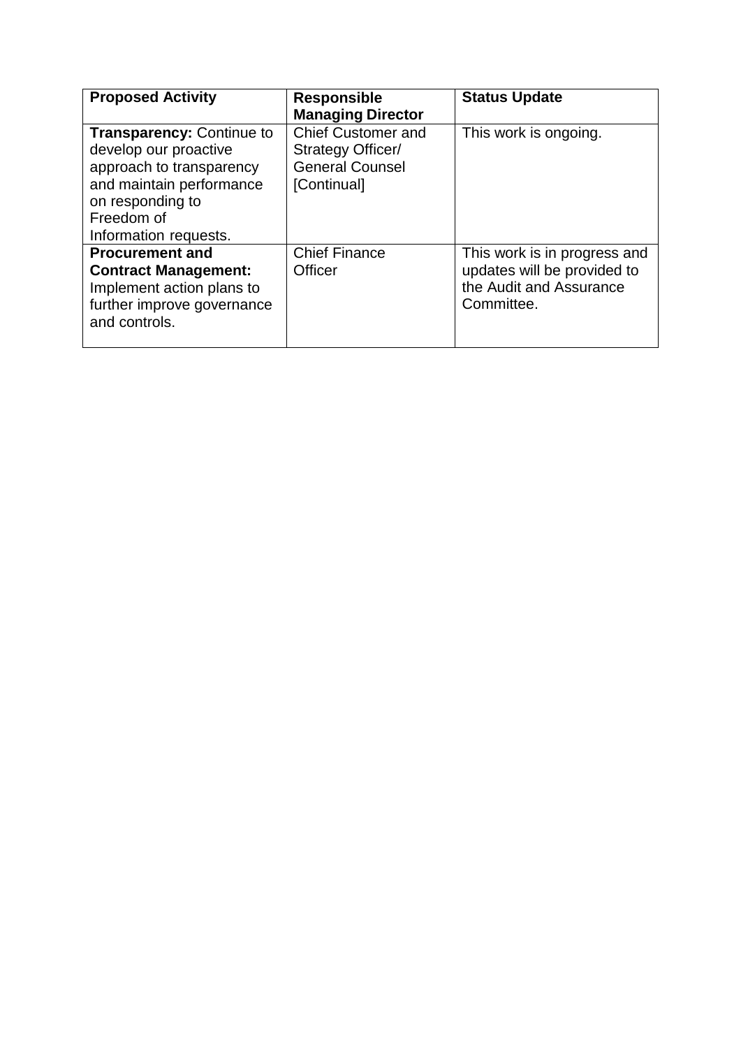| **Proposed Activity** | **Responsible Managing Director** | **Status Update** |
|---|---|---|
| **Transparency:** Continue to develop our proactive approach to transparency and maintain performance on responding to Freedom of Information requests. | Chief Customer and Strategy Officer/ General Counsel [Continual] | This work is ongoing. |
| **Procurement and Contract Management:** Implement action plans to further improve governance and controls. | Chief Finance Officer | This work is in progress and updates will be provided to the Audit and Assurance Committee. |